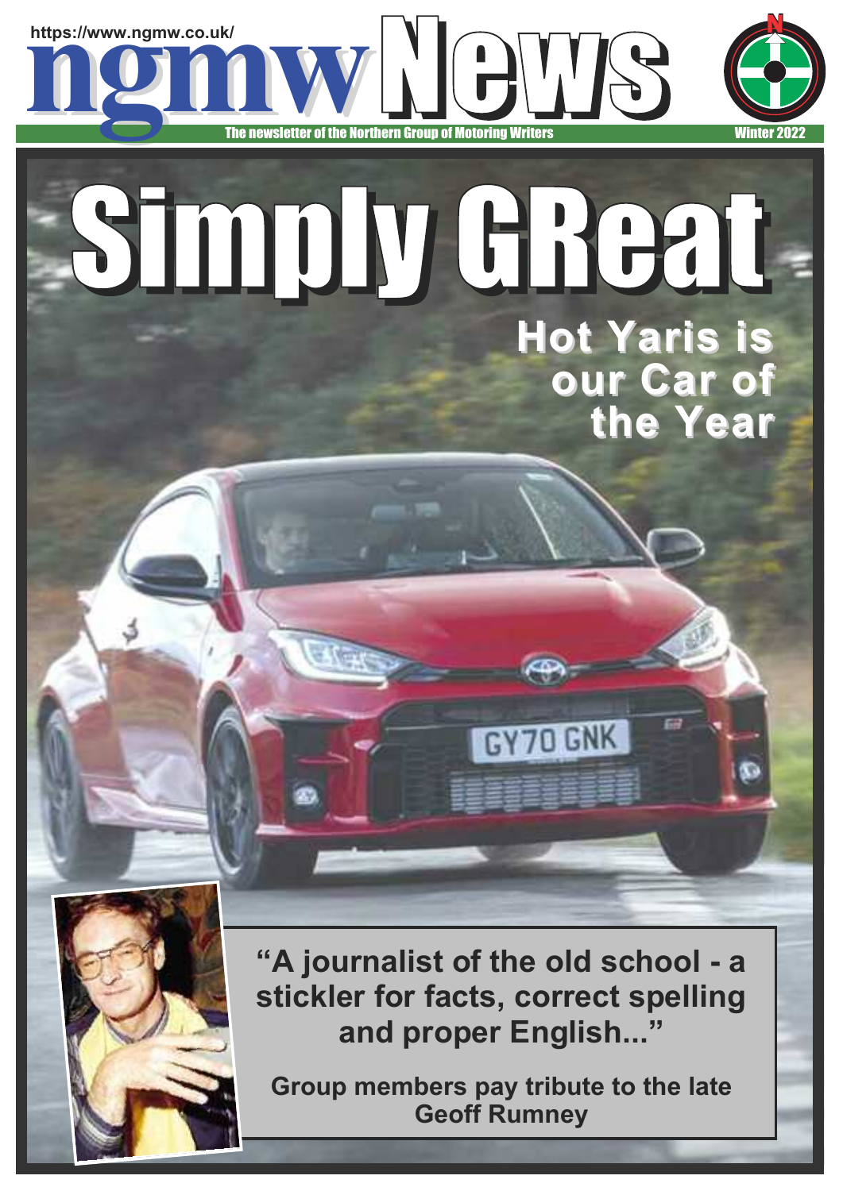https://www.ngmw.co.uk/

# ngmw News

The newsletter of the Northern Group of Motoring Writers

Winter 2022

# Simply GReat

## Hot Yaris is our Car of the Year

**"A journalist of the old school - a stickler for facts, correct spelling and proper English..."**

**Group members pay tribute to the late Geoff Rumney**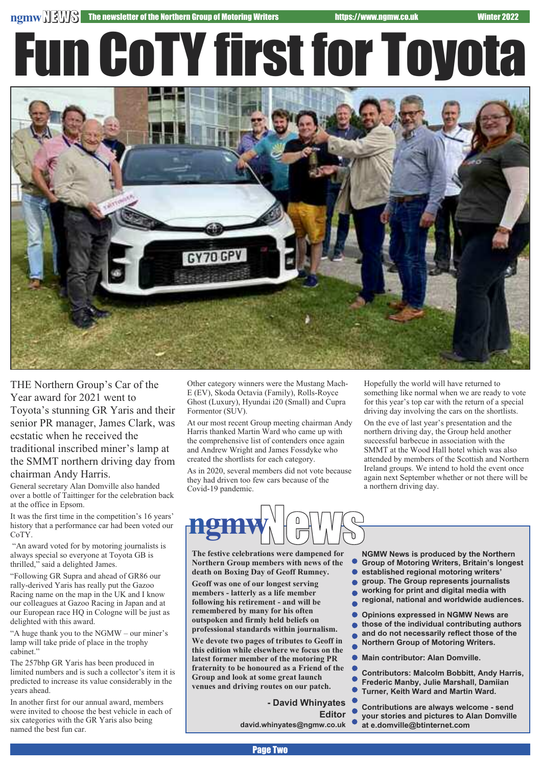# Fun CoTY first for Toyota

THE Northern Group's Car of the Year award for 2021 went to Toyota's stunning GR Yaris and their senior PR manager, James Clark, was ecstatic when he received the traditional inscribed miner's lamp at the SMMT northern driving day from chairman Andy Harris.

General secretary Alan Domville also handed over a bottle of Taittinger for the celebration back at the office in Epsom.

It was the first time in the competition's 16 years' history that a performance car had been voted our CoTY.

"An award voted for by motoring journalists is always special so everyone at Toyota GB is thrilled," said a delighted James.

"Following GR Supra and ahead of GR86 our rally-derived Yaris has really put the Gazoo Racing name on the map in the UK and I know our colleagues at Gazoo Racing in Japan and at our European race HQ in Cologne will be just as delighted with this award.

"A huge thank you to the NGMW – our miner's lamp will take pride of place in the trophy cabinet."

The 257bhp GR Yaris has been produced in limited numbers and is such a collector's item it is predicted to increase its value considerably in the years ahead.

In another first for our annual award, members were invited to choose the best vehicle in each of six categories with the GR Yaris also being named the best fun car.

Other category winners were the Mustang Mach-E (EV), Skoda Octavia (Family), Rolls-Royce Ghost (Luxury), Hyundai i20 (Small) and Cupra Formentor (SUV).

At our most recent Group meeting chairman Andy Harris thanked Martin Ward who came up with the comprehensive list of contenders once again and Andrew Wright and James Fossdyke who created the shortlists for each category.

As in 2020, several members did not vote because they had driven too few cars because of the Covid-19 pandemic.

Hopefully the world will have returned to something like normal when we are ready to vote for this year's top car with the return of a special driving day involving the cars on the shortlists.

On the eve of last year's presentation and the northern driving day, the Group held another successful barbecue in association with the SMMT at the Wood Hall hotel which was also attended by members of the Scottish and Northern Ireland groups. We intend to hold the event once again next September whether or not there will be a northern driving day.

## ngmw News

**The festive celebrations were dampened for Northern Group members with news of the death on Boxing Day of Geoff Rumney.**

**Geoff was one of our longest serving members - latterly as a life member following his retirement - and will be remembered by many for his often outspoken and firmly held beliefs on professional standards within journalism.**

**We devote two pages of tributes to Geoff in this edition while elsewhere we focus on the latest former member of the motoring PR fraternity to be honoured as a Friend of the Group and look at some great launch venues and driving routes on our patch.**

**- David Whinyates**
**Editor**
**david.whinyates@ngmw.co.uk**

**NGMW News is produced by the Northern Group of Motoring Writers, Britain's longest established regional motoring writers' group. The Group represents journalists working for print and digital media with regional, national and worldwide audiences.**

**Opinions expressed in NGMW News are those of the individual contributing authors and do not necessarily reflect those of the Northern Group of Motoring Writers.**

**Main contributor: Alan Domville.**

**Contributors: Malcolm Bobbitt, Andy Harris, Frederic Manby, Julie Marshall, Damiian Turner, Keith Ward and Martin Ward.**

**Contributions are always welcome - send your stories and pictures to Alan Domville at e.domville@btinternet.com**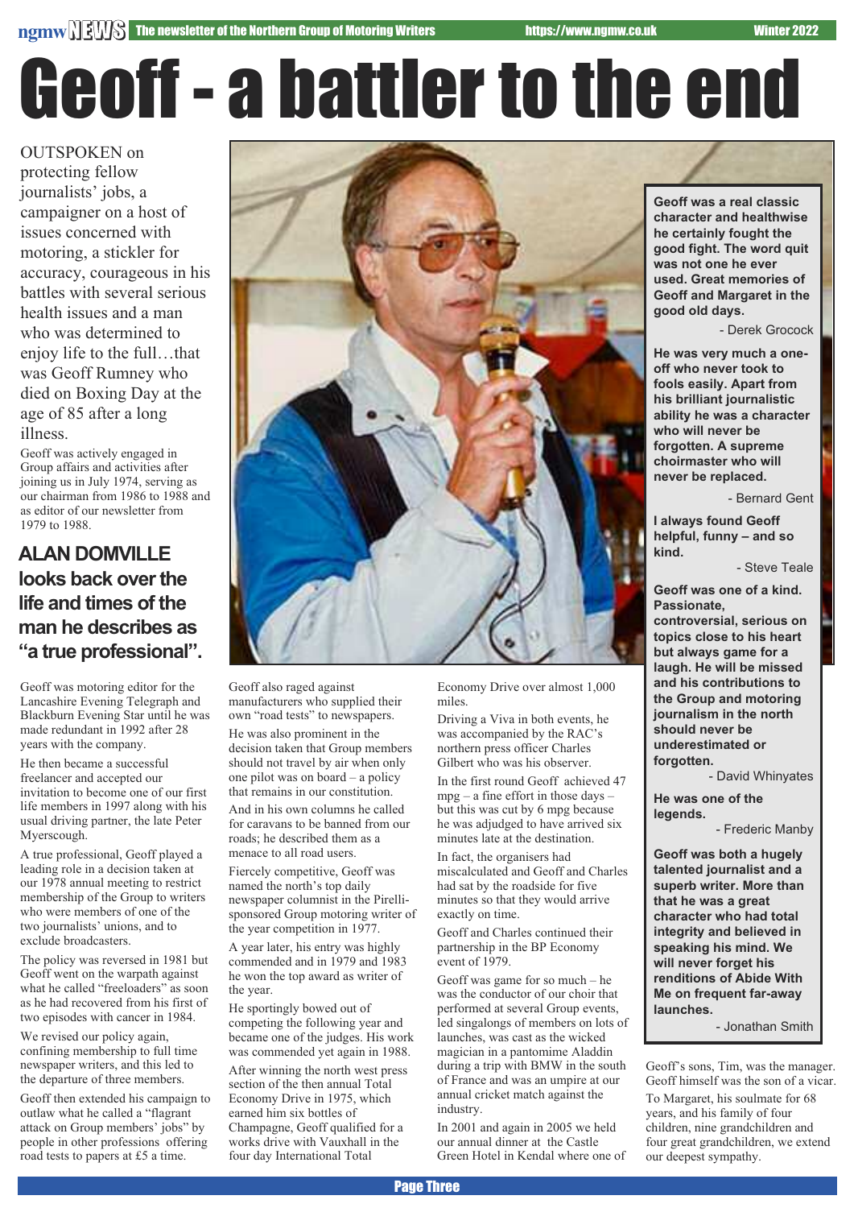# Geoff - a battler to the end

OUTSPOKEN on protecting fellow journalists' jobs, a campaigner on a host of issues concerned with motoring, a stickler for accuracy, courageous in his battles with several serious health issues and a man who was determined to enjoy life to the full…that was Geoff Rumney who died on Boxing Day at the age of 85 after a long illness.

Geoff was actively engaged in Group affairs and activities after joining us in July 1974, serving as our chairman from 1986 to 1988 and as editor of our newsletter from 1979 to 1988.

## ALAN DOMVILLE looks back over the life and times of the man he describes as "a true professional".

Geoff was motoring editor for the Lancashire Evening Telegraph and Blackburn Evening Star until he was made redundant in 1992 after 28 years with the company.

He then became a successful freelancer and accepted our invitation to become one of our first life members in 1997 along with his usual driving partner, the late Peter Myerscough.

A true professional, Geoff played a leading role in a decision taken at our 1978 annual meeting to restrict membership of the Group to writers who were members of one of the two journalists' unions, and to exclude broadcasters.

The policy was reversed in 1981 but Geoff went on the warpath against what he called "freeloaders" as soon as he had recovered from his first of two episodes with cancer in 1984.

We revised our policy again, confining membership to full time newspaper writers, and this led to the departure of three members.

Geoff then extended his campaign to outlaw what he called a "flagrant attack on Group members' jobs" by people in other professions offering road tests to papers at £5 a time.

Geoff also raged against manufacturers who supplied their own "road tests" to newspapers.

He was also prominent in the decision taken that Group members should not travel by air when only one pilot was on board – a policy that remains in our constitution.

And in his own columns he called for caravans to be banned from our roads; he described them as a menace to all road users.

Fiercely competitive, Geoff was named the north's top daily newspaper columnist in the Pirelli-sponsored Group motoring writer of the year competition in 1977.

A year later, his entry was highly commended and in 1979 and 1983 he won the top award as writer of the year.

He sportingly bowed out of competing the following year and became one of the judges. His work was commended yet again in 1988.

After winning the north west press section of the then annual Total Economy Drive in 1975, which earned him six bottles of Champagne, Geoff qualified for a works drive with Vauxhall in the four day International Total Economy Drive over almost 1,000 miles.

Driving a Viva in both events, he was accompanied by the RAC's northern press officer Charles Gilbert who was his observer.

In the first round Geoff achieved 47 mpg – a fine effort in those days – but this was cut by 6 mpg because he was adjudged to have arrived six minutes late at the destination.

In fact, the organisers had miscalculated and Geoff and Charles had sat by the roadside for five minutes so that they would arrive exactly on time.

Geoff and Charles continued their partnership in the BP Economy event of 1979.

Geoff was game for so much – he was the conductor of our choir that performed at several Group events, led singalongs of members on lots of launches, was cast as the wicked magician in a pantomime Aladdin during a trip with BMW in the south of France and was an umpire at our annual cricket match against the industry.

In 2001 and again in 2005 we held our annual dinner at the Castle Green Hotel in Kendal where one of Geoff's sons, Tim, was the manager. Geoff himself was the son of a vicar.

To Margaret, his soulmate for 68 years, and his family of four children, nine grandchildren and four great grandchildren, we extend our deepest sympathy.

**Geoff was a real classic character and healthwise he certainly fought the good fight. The word quit was not one he ever used. Great memories of Geoff and Margaret in the good old days.**

- Derek Grocock

**He was very much a one-off who never took to fools easily. Apart from his brilliant journalistic ability he was a character who will never be forgotten. A supreme choirmaster who will never be replaced.**

- Bernard Gent

**I always found Geoff helpful, funny – and so kind.**

- Steve Teale

**Geoff was one of a kind. Passionate, controversial, serious on topics close to his heart but always game for a laugh. He will be missed and his contributions to the Group and motoring journalism in the north should never be underestimated or forgotten.**

- David Whinyates

**He was one of the legends.**

- Frederic Manby

**Geoff was both a hugely talented journalist and a superb writer. More than that he was a great character who had total integrity and believed in speaking his mind. We will never forget his renditions of Abide With Me on frequent far-away launches.**

- Jonathan Smith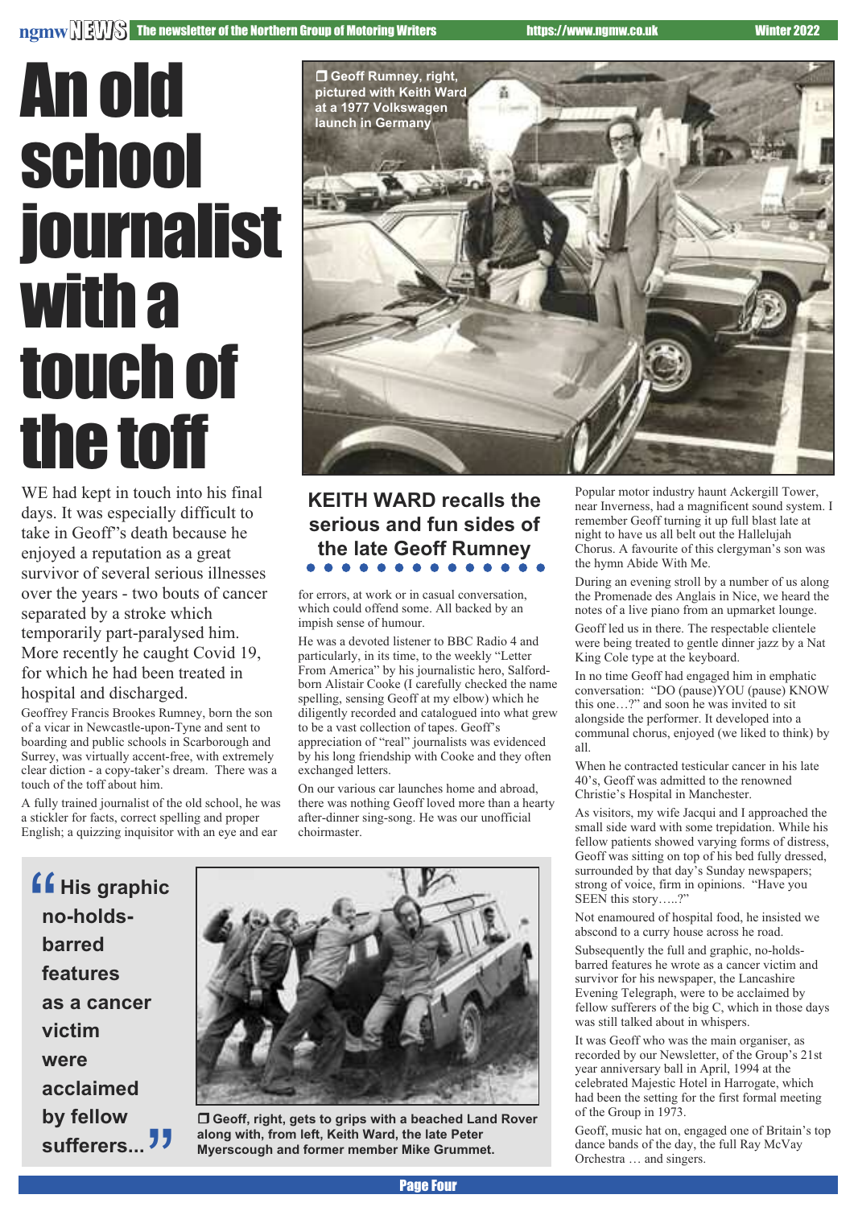# An old school journalist with a touch of the toff

❐ Geoff Rumney, right, pictured with Keith Ward at a 1977 Volkswagen launch in Germany

## KEITH WARD recalls the serious and fun sides of the late Geoff Rumney

WE had kept in touch into his final days. It was especially difficult to take in Geoff's death because he enjoyed a reputation as a great survivor of several serious illnesses over the years - two bouts of cancer separated by a stroke which temporarily part-paralysed him. More recently he caught Covid 19, for which he had been treated in hospital and discharged.

Geoffrey Francis Brookes Rumney, born the son of a vicar in Newcastle-upon-Tyne and sent to boarding and public schools in Scarborough and Surrey, was virtually accent-free, with extremely clear diction - a copy-taker's dream. There was a touch of the toff about him.

A fully trained journalist of the old school, he was a stickler for facts, correct spelling and proper English; a quizzing inquisitor with an eye and ear for errors, at work or in casual conversation, which could offend some. All backed by an impish sense of humour.

He was a devoted listener to BBC Radio 4 and particularly, in its time, to the weekly "Letter From America" by his journalistic hero, Salford-born Alistair Cooke (I carefully checked the name spelling, sensing Geoff at my elbow) which he diligently recorded and catalogued into what grew to be a vast collection of tapes. Geoff's appreciation of "real" journalists was evidenced by his long friendship with Cooke and they often exchanged letters.

On our various car launches home and abroad, there was nothing Geoff loved more than a hearty after-dinner sing-song. He was our unofficial choirmaster.

> "His graphic no-holds-barred features as a cancer victim were acclaimed by fellow sufferers..."

❐ Geoff, right, gets to grips with a beached Land Rover along with, from left, Keith Ward, the late Peter Myerscough and former member Mike Grummet.

Popular motor industry haunt Ackergill Tower, near Inverness, had a magnificent sound system. I remember Geoff turning it up full blast late at night to have us all belt out the Hallelujah Chorus. A favourite of this clergyman's son was the hymn Abide With Me.

During an evening stroll by a number of us along the Promenade des Anglais in Nice, we heard the notes of a live piano from an upmarket lounge.

Geoff led us in there. The respectable clientele were being treated to gentle dinner jazz by a Nat King Cole type at the keyboard.

In no time Geoff had engaged him in emphatic conversation: "DO (pause)YOU (pause) KNOW this one…?" and soon he was invited to sit alongside the performer. It developed into a communal chorus, enjoyed (we liked to think) by all.

When he contracted testicular cancer in his late 40's, Geoff was admitted to the renowned Christie's Hospital in Manchester.

As visitors, my wife Jacqui and I approached the small side ward with some trepidation. While his fellow patients showed varying forms of distress, Geoff was sitting on top of his bed fully dressed, surrounded by that day's Sunday newspapers; strong of voice, firm in opinions. "Have you SEEN this story…..?"

Not enamoured of hospital food, he insisted we abscond to a curry house across he road.

Subsequently the full and graphic, no-holds-barred features he wrote as a cancer victim and survivor for his newspaper, the Lancashire Evening Telegraph, were to be acclaimed by fellow sufferers of the big C, which in those days was still talked about in whispers.

It was Geoff who was the main organiser, as recorded by our Newsletter, of the Group's 21st year anniversary ball in April, 1994 at the celebrated Majestic Hotel in Harrogate, which had been the setting for the first formal meeting of the Group in 1973.

Geoff, music hat on, engaged one of Britain's top dance bands of the day, the full Ray McVay Orchestra … and singers.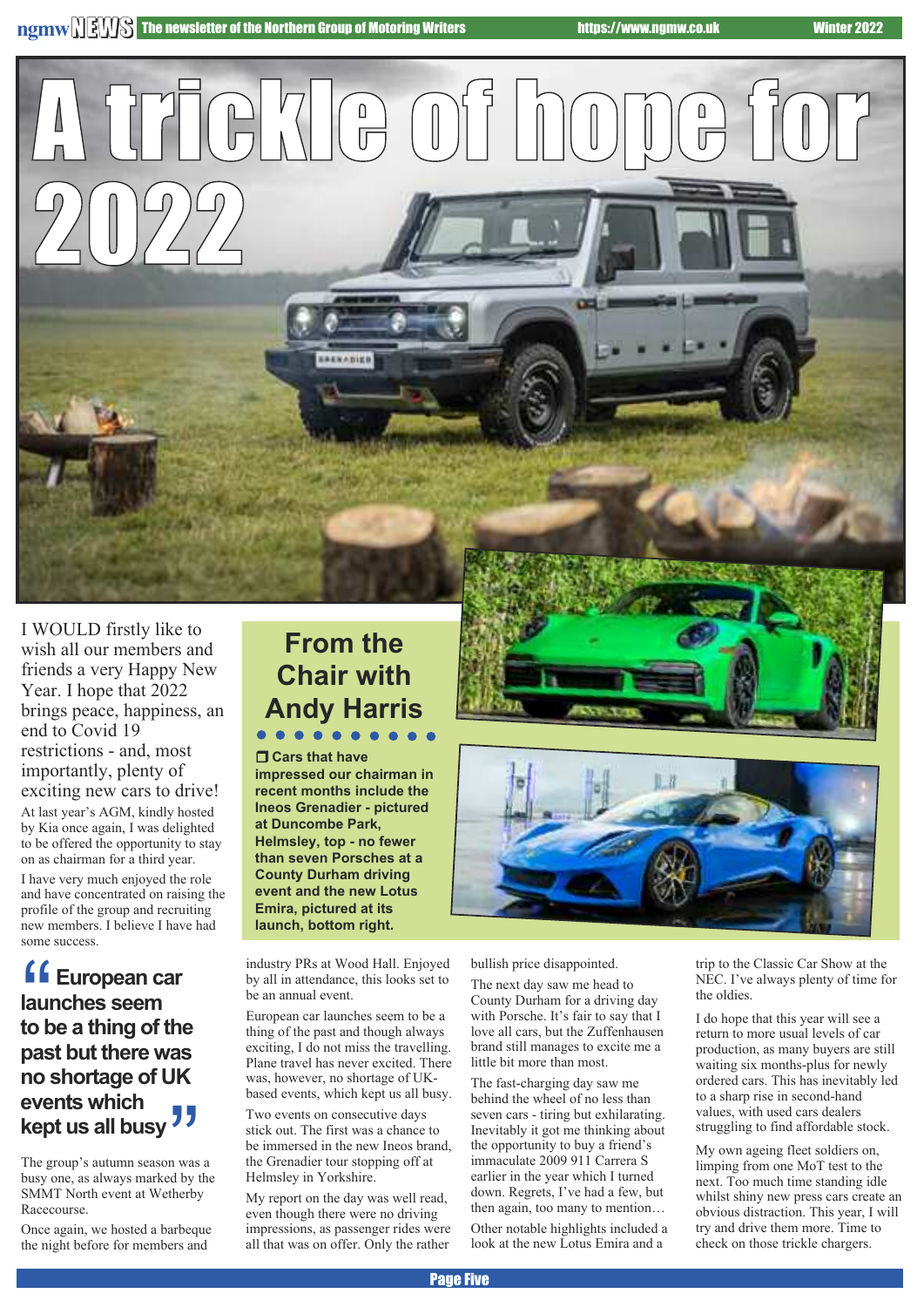# A trickle of hope for 2022

## From the Chair with Andy Harris

**❒ Cars that have impressed our chairman in recent months include the Ineos Grenadier - pictured at Duncombe Park, Helmsley, top - no fewer than seven Porsches at a County Durham driving event and the new Lotus Emira, pictured at its launch, bottom right.**

I WOULD firstly like to wish all our members and friends a very Happy New Year. I hope that 2022 brings peace, happiness, an end to Covid 19 restrictions - and, most importantly, plenty of exciting new cars to drive!

At last year's AGM, kindly hosted by Kia once again, I was delighted to be offered the opportunity to stay on as chairman for a third year.

I have very much enjoyed the role and have concentrated on raising the profile of the group and recruiting new members. I believe I have had some success.

> **European car launches seem to be a thing of the past but there was no shortage of UK events which kept us all busy**

The group's autumn season was a busy one, as always marked by the SMMT North event at Wetherby Racecourse.

Once again, we hosted a barbeque the night before for members and industry PRs at Wood Hall. Enjoyed by all in attendance, this looks set to be an annual event.

European car launches seem to be a thing of the past and though always exciting, I do not miss the travelling. Plane travel has never excited. There was, however, no shortage of UK-based events, which kept us all busy.

Two events on consecutive days stick out. The first was a chance to be immersed in the new Ineos brand, the Grenadier tour stopping off at Helmsley in Yorkshire.

My report on the day was well read, even though there were no driving impressions, as passenger rides were all that was on offer. Only the rather bullish price disappointed.

The next day saw me head to County Durham for a driving day with Porsche. It's fair to say that I love all cars, but the Zuffenhausen brand still manages to excite me a little bit more than most.

The fast-charging day saw me behind the wheel of no less than seven cars - tiring but exhilarating. Inevitably it got me thinking about the opportunity to buy a friend's immaculate 2009 911 Carrera S earlier in the year which I turned down. Regrets, I've had a few, but then again, too many to mention…

Other notable highlights included a look at the new Lotus Emira and a trip to the Classic Car Show at the NEC. I've always plenty of time for the oldies.

I do hope that this year will see a return to more usual levels of car production, as many buyers are still waiting six months-plus for newly ordered cars. This has inevitably led to a sharp rise in second-hand values, with used cars dealers struggling to find affordable stock.

My own ageing fleet soldiers on, limping from one MoT test to the next. Too much time standing idle whilst shiny new press cars create an obvious distraction. This year, I will try and drive them more. Time to check on those trickle chargers.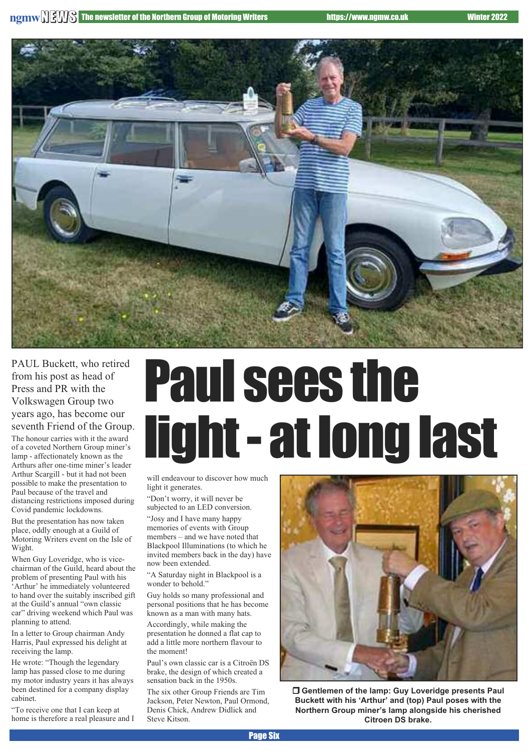# Paul sees the light - at long last

PAUL Buckett, who retired from his post as head of Press and PR with the Volkswagen Group two years ago, has become our seventh Friend of the Group.

The honour carries with it the award of a coveted Northern Group miner's lamp - affectionately known as the Arthurs after one-time miner's leader Arthur Scargill - but it had not been possible to make the presentation to Paul because of the travel and distancing restrictions imposed during Covid pandemic lockdowns.

But the presentation has now taken place, oddly enough at a Guild of Motoring Writers event on the Isle of Wight.

When Guy Loveridge, who is vice-chairman of the Guild, heard about the problem of presenting Paul with his 'Arthur' he immediately volunteered to hand over the suitably inscribed gift at the Guild's annual "own classic car" driving weekend which Paul was planning to attend.

In a letter to Group chairman Andy Harris, Paul expressed his delight at receiving the lamp.

He wrote: "Though the legendary lamp has passed close to me during my motor industry years it has always been destined for a company display cabinet.

"To receive one that I can keep at home is therefore a real pleasure and I will endeavour to discover how much light it generates.

"Don't worry, it will never be subjected to an LED conversion.

"Josy and I have many happy memories of events with Group members – and we have noted that Blackpool Illuminations (to which he invited members back in the day) have now been extended.

"A Saturday night in Blackpool is a wonder to behold."

Guy holds so many professional and personal positions that he has become known as a man with many hats.

Accordingly, while making the presentation he donned a flat cap to add a little more northern flavour to the moment!

Paul's own classic car is a Citroën DS brake, the design of which created a sensation back in the 1950s.

The six other Group Friends are Tim Jackson, Peter Newton, Paul Ormond, Denis Chick, Andrew Didlick and Steve Kitson.

**Gentlemen of the lamp: Guy Loveridge presents Paul Buckett with his 'Arthur' and (top) Paul poses with the Northern Group miner's lamp alongside his cherished Citroen DS brake.**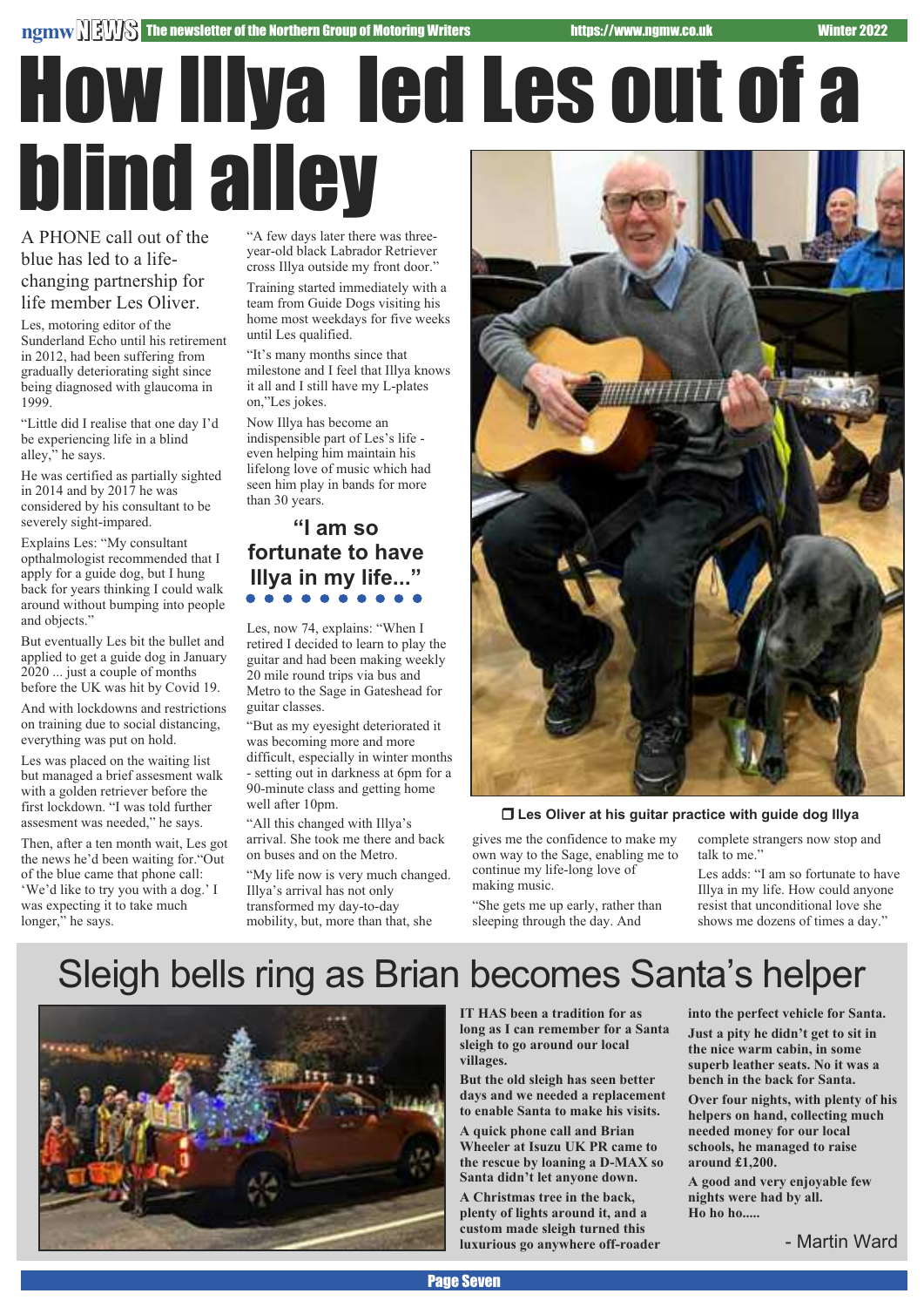# How Illya led Les out of a blind alley

A PHONE call out of the blue has led to a life-changing partnership for life member Les Oliver.

Les, motoring editor of the Sunderland Echo until his retirement in 2012, had been suffering from gradually deteriorating sight since being diagnosed with glaucoma in 1999.

"Little did I realise that one day I'd be experiencing life in a blind alley," he says.

He was certified as partially sighted in 2014 and by 2017 he was considered by his consultant to be severely sight-impared.

Explains Les: "My consultant opthalmologist recommended that I apply for a guide dog, but I hung back for years thinking I could walk around without bumping into people and objects."

But eventually Les bit the bullet and applied to get a guide dog in January 2020 ... just a couple of months before the UK was hit by Covid 19.

And with lockdowns and restrictions on training due to social distancing, everything was put on hold.

Les was placed on the waiting list but managed a brief asesment walk with a golden retriever before the first lockdown. "I was told further assessment was needed," he says.

Then, after a ten month wait, Les got the news he'd been waiting for."Out of the blue came that phone call: 'We'd like to try you with a dog.' I was expecting it to take much longer," he says.

"A few days later there was three-year-old black Labrador Retriever cross Illya outside my front door."

Training started immediately with a team from Guide Dogs visiting his home most weekdays for five weeks until Les qualified.

"It's many months since that milestone and I feel that Illya knows it all and I still have my L-plates on,"Les jokes.

Now Illya has become an indispensible part of Les's life - even helping him maintain his lifelong love of music which had seen him play in bands for more than 30 years.

> **"I am so fortunate to have Illya in my life..."**

Les, now 74, explains: "When I retired I decided to learn to play the guitar and had been making weekly 20 mile round trips via bus and Metro to the Sage in Gateshead for guitar classes.

"But as my eyesight deteriorated it was becoming more and more difficult, especially in winter months - setting out in darkness at 6pm for a 90-minute class and getting home well after 10pm.

"All this changed with Illya's arrival. She took me there and back on buses and on the Metro.

"My life now is very much changed. Illya's arrival has not only transformed my day-to-day mobility, but, more than that, she gives me the confidence to make my own way to the Sage, enabling me to continue my life-long love of making music.

"She gets me up early, rather than sleeping through the day. And complete strangers now stop and talk to me."

Les adds: "I am so fortunate to have Illya in my life. How could anyone resist that unconditional love she shows me dozens of times a day."

Les Oliver at his guitar practice with guide dog Illya

# Sleigh bells ring as Brian becomes Santa's helper

**IT HAS been a tradition for as long as I can remember for a Santa sleigh to go around our local villages.**

**But the old sleigh has seen better days and we needed a replacement to enable Santa to make his visits.**

**A quick phone call and Brian Wheeler at Isuzu UK PR came to the rescue by loaning a D-MAX so Santa didn't let anyone down.**

**A Christmas tree in the back, plenty of lights around it, and a custom made sleigh turned this luxurious go anywhere off-roader into the perfect vehicle for Santa.**

**Just a pity he didn't get to sit in the nice warm cabin, in some superb leather seats. No it was a bench in the back for Santa.**

**Over four nights, with plenty of his helpers on hand, collecting much needed money for our local schools, he managed to raise around £1,200.**

**A good and very enjoyable few nights were had by all. Ho ho ho.....**

- Martin Ward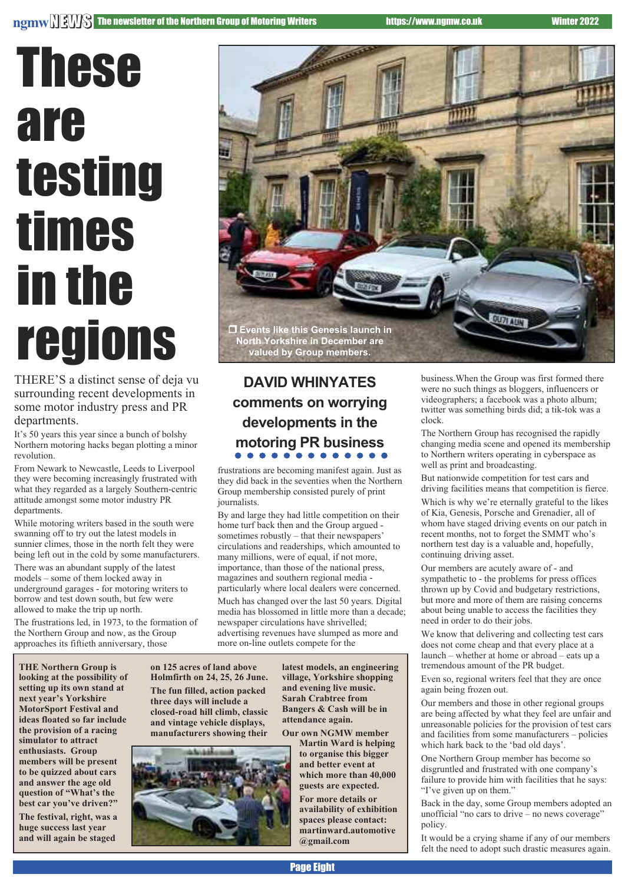# These are testing times in the regions

Events like this Genesis launch in North Yorkshire in December are valued by Group members.

## DAVID WHINYATES comments on worrying developments in the motoring PR business

THERE'S a distinct sense of deja vu surrounding recent developments in some motor industry press and PR departments.

It's 50 years this year since a bunch of bolshy Northern motoring hacks began plotting a minor revolution.

From Newark to Newcastle, Leeds to Liverpool they were becoming increasingly frustrated with what they regarded as a largely Southern-centric attitude amongst some motor industry PR departments.

While motoring writers based in the south were swanning off to try out the latest models in sunnier climes, those in the north felt they were being left out in the cold by some manufacturers.

There was an abundant supply of the latest models – some of them locked away in underground garages - for motoring writers to borrow and test down south, but few were allowed to make the trip up north.

The frustrations led, in 1973, to the formation of the Northern Group and now, as the Group approaches its fiftieth anniversary, those frustrations are becoming manifest again. Just as they did back in the seventies when the Northern Group membership consisted purely of print journalists.

By and large they had little competition on their home turf back then and the Group argued - sometimes robustly – that their newspapers' circulations and readerships, which amounted to many millions, were of equal, if not more, importance, than those of the national press, magazines and southern regional media - particularly where local dealers were concerned.

Much has changed over the last 50 years. Digital media has blossomed in little more than a decade; newspaper circulations have shrivelled; advertising revenues have slumped as more and more on-line outlets compete for the business. When the Group was first formed there were no such things as bloggers, influencers or videographers; a facebook was a photo album; twitter was something birds did; a tik-tok was a clock.

The Northern Group has recognised the rapidly changing media scene and opened its membership to Northern writers operating in cyberspace as well as print and broadcasting.

But nationwide competition for test cars and driving facilities means that competition is fierce.

Which is why we're eternally grateful to the likes of Kia, Genesis, Porsche and Grenadier, all of whom have staged driving events on our patch in recent months, not to forget the SMMT who's northern test day is a valuable and, hopefully, continuing driving asset.

Our members are acutely aware of - and sympathetic to - the problems for press offices thrown up by Covid and budgetary restrictions, but more and more of them are raising concerns about being unable to access the facilities they need in order to do their jobs.

We know that delivering and collecting test cars does not come cheap and that every place at a launch – whether at home or abroad – eats up a tremendous amount of the PR budget.

Even so, regional writers feel that they are once again being frozen out.

Our members and those in other regional groups are being affected by what they feel are unfair and unreasonable policies for the provision of test cars and facilities from some manufacturers – policies which hark back to the 'bad old days'.

One Northern Group member has become so disgruntled and frustrated with one company's failure to provide him with facilities that he says: "I've given up on them."

Back in the day, some Group members adopted an unofficial "no cars to drive – no news coverage" policy.

It would be a crying shame if any of our members felt the need to adopt such drastic measures again.

---

**THE Northern Group is looking at the possibility of setting up its own stand at next year's Yorkshire MotorSport Festival and ideas floated so far include the provision of a racing simulator to attract enthusiasts. Group members will be present to be quizzed about cars and answer the age old question of "What's the best car you've driven?"**

**The festival, right, was a huge success last year and will again be staged on 125 acres of land above Holmfirth on 24, 25, 26 June.**

**The fun filled, action packed three days will include a closed-road hill climb, classic and vintage vehicle displays, manufacturers showing their latest models, an engineering village, Yorkshire shopping and evening live music. Sarah Crabtree from Bangers & Cash will be in attendance again.**

**Our own NGMW member Martin Ward is helping to organise this bigger and better event at which more than 40,000 guests are expected.**

**For more details or availability of exhibition spaces please contact: martinward.automotive@gmail.com**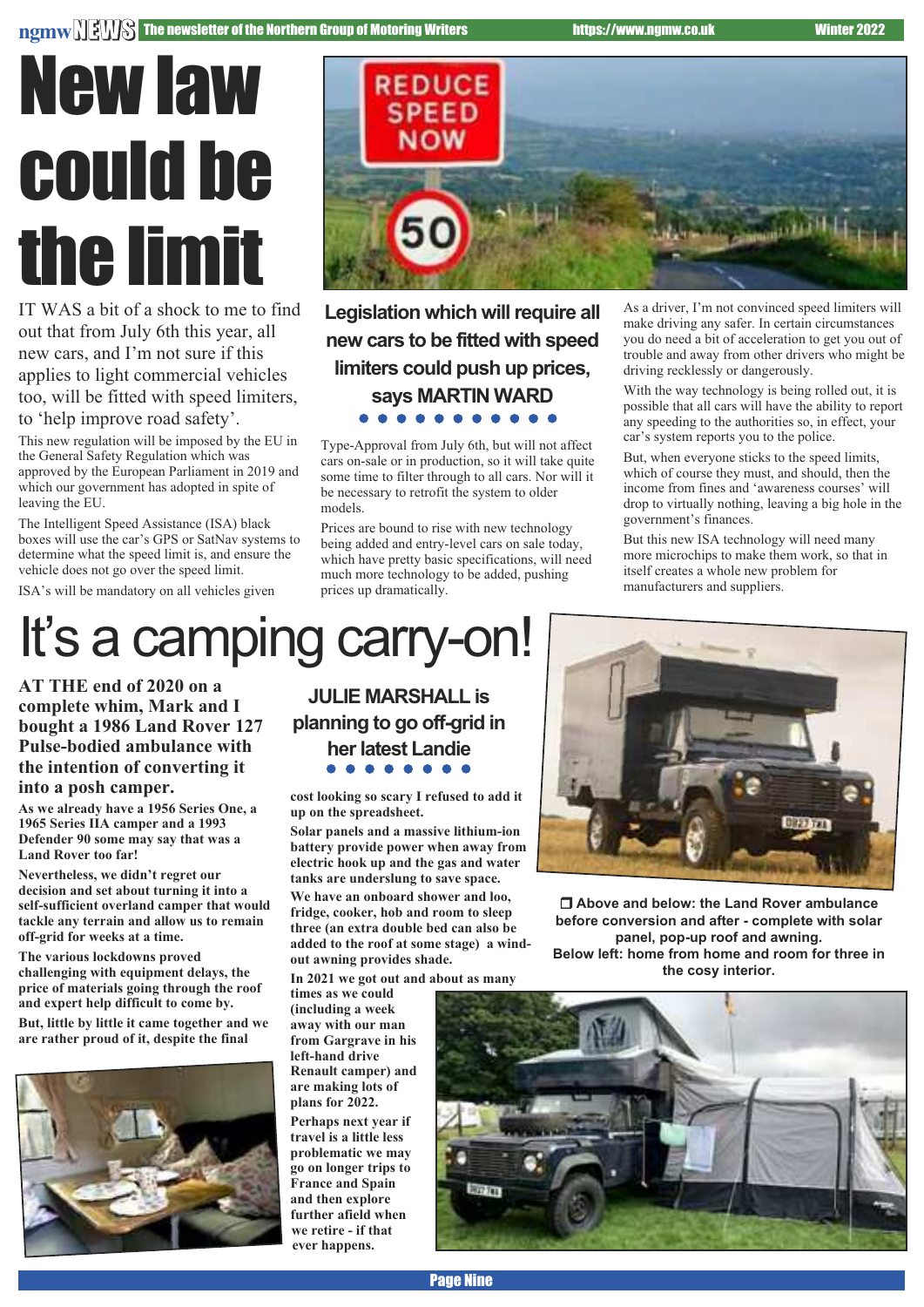# New law could be the limit

## Legislation which will require all new cars to be fitted with speed limiters could push up prices, says MARTIN WARD

IT WAS a bit of a shock to me to find out that from July 6th this year, all new cars, and I'm not sure if this applies to light commercial vehicles too, will be fitted with speed limiters, to 'help improve road safety'.

This new regulation will be imposed by the EU in the General Safety Regulation which was approved by the European Parliament in 2019 and which our government has adopted in spite of leaving the EU.

The Intelligent Speed Assistance (ISA) black boxes will use the car's GPS or SatNav systems to determine what the speed limit is, and ensure the vehicle does not go over the speed limit.

ISA's will be mandatory on all vehicles given Type-Approval from July 6th, but will not affect cars on-sale or in production, so it will take quite some time to filter through to all cars. Nor will it be necessary to retrofit the system to older models.

Prices are bound to rise with new technology being added and entry-level cars on sale today, which have pretty basic specifications, will need much more technology to be added, pushing prices up dramatically.

As a driver, I'm not convinced speed limiters will make driving any safer. In certain circumstances you do need a bit of acceleration to get you out of trouble and away from other drivers who might be driving recklessly or dangerously.

With the way technology is being rolled out, it is possible that all cars will have the ability to report any speeding to the authorities so, in effect, your car's system reports you to the police.

But, when everyone sticks to the speed limits, which of course they must, and should, then the income from fines and 'awareness courses' will drop to virtually nothing, leaving a big hole in the government's finances.

But this new ISA technology will need many more microchips to make them work, so that in itself creates a whole new problem for manufacturers and suppliers.

# It's a camping carry-on!

## JULIE MARSHALL is planning to go off-grid in her latest Landie

**AT THE end of 2020 on a complete whim, Mark and I bought a 1986 Land Rover 127 Pulse-bodied ambulance with the intention of converting it into a posh camper.**

**As we already have a 1956 Series One, a 1965 Series IIA camper and a 1993 Defender 90 some may say that was a Land Rover too far!**

**Nevertheless, we didn't regret our decision and set about turning it into a self-sufficient overland camper that would tackle any terrain and allow us to remain off-grid for weeks at a time.**

**The various lockdowns proved challenging with equipment delays, the price of materials going through the roof and expert help difficult to come by.**

**But, little by little it came together and we are rather proud of it, despite the final cost looking so scary I refused to add it up on the spreadsheet.**

**Solar panels and a massive lithium-ion battery provide power when away from electric hook up and the gas and water tanks are underslung to save space.**

**We have an onboard shower and loo, fridge, cooker, hob and room to sleep three (an extra double bed can also be added to the roof at some stage) a wind-out awning provides shade.**

**In 2021 we got out and about as many times as we could (including a week away with our man from Gargrave in his left-hand drive Renault camper) and are making lots of plans for 2022.**

**Perhaps next year if travel is a little less problematic we may go on longer trips to France and Spain and then explore further afield when we retire - if that ever happens.**

**❒ Above and below: the Land Rover ambulance before conversion and after - complete with solar panel, pop-up roof and awning. Below left: home from home and room for three in the cosy interior.**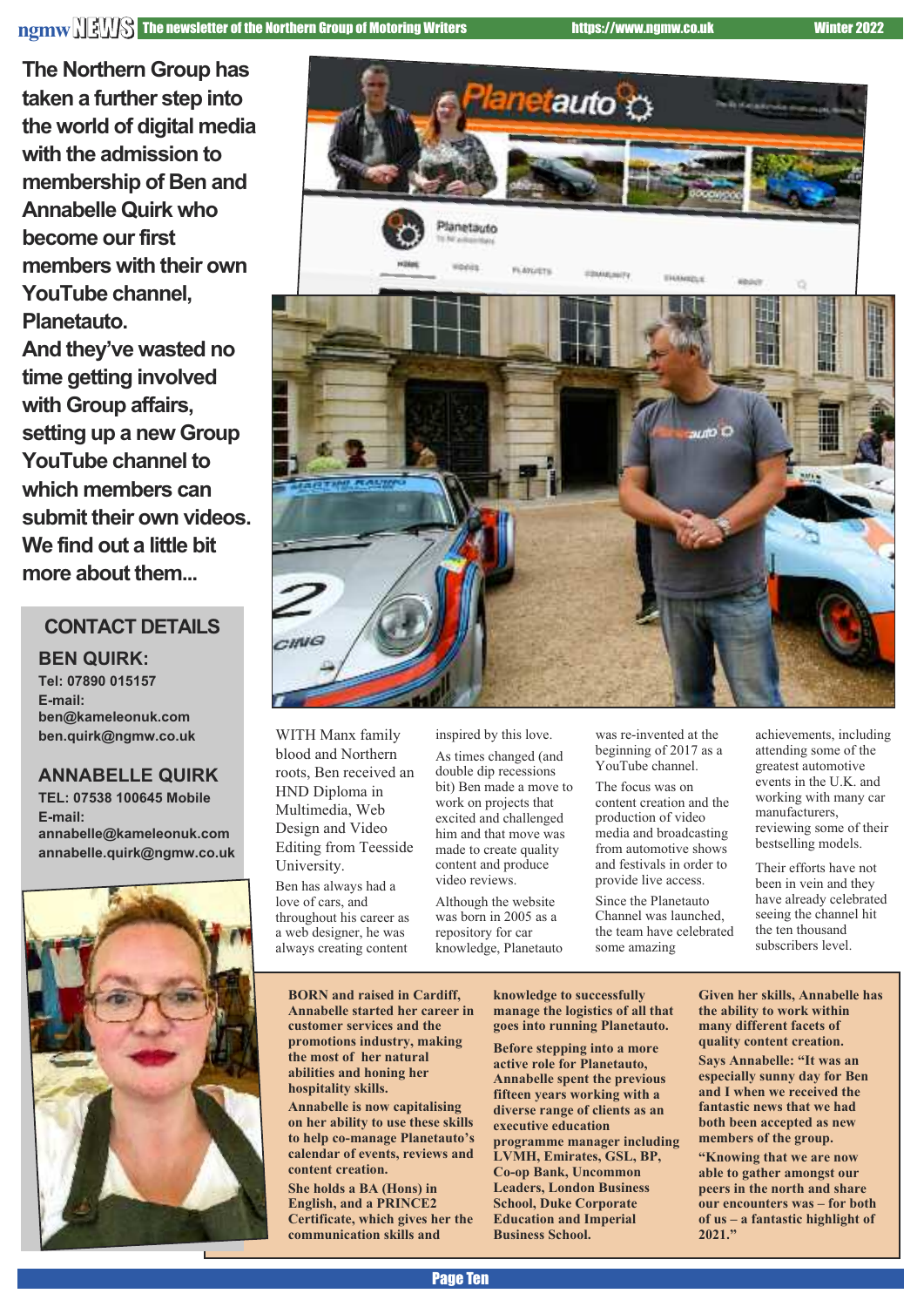**The Northern Group has taken a further step into the world of digital media with the admission to membership of Ben and Annabelle Quirk who become our first members with their own YouTube channel, Planetauto.**

**And they've wasted no time getting involved with Group affairs, setting up a new Group YouTube channel to which members can submit their own videos. We find out a little bit more about them...**

## CONTACT DETAILS

### BEN QUIRK:

**Tel: 07890 015157**
**E-mail:**
**ben@kameleonuk.com**
**ben.quirk@ngmw.co.uk**

### ANNABELLE QUIRK

**TEL: 07538 100645 Mobile**
**E-mail:**
**annabelle@kameleonuk.com**
**annabelle.quirk@ngmw.co.uk**

WITH Manx family blood and Northern roots, Ben received an HND Diploma in Multimedia, Web Design and Video Editing from Teesside University.

Ben has always had a love of cars, and throughout his career as a web designer, he was always creating content inspired by this love.

As times changed (and double dip recessions bit) Ben made a move to work on projects that excited and challenged him and that move was made to create quality content and produce video reviews.

Although the website was born in 2005 as a repository for car knowledge, Planetauto was re-invented at the beginning of 2017 as a YouTube channel.

The focus was on content creation and the production of video media and broadcasting from automotive shows and festivals in order to provide live access.

Since the Planetauto Channel was launched, the team have celebrated some amazing achievements, including attending some of the greatest automotive events in the U.K. and working with many car manufacturers, reviewing some of their bestselling models.

Their efforts have not been in vein and they have already celebrated seeing the channel hit the ten thousand subscribers level.

**BORN and raised in Cardiff, Annabelle started her career in customer services and the promotions industry, making the most of her natural abilities and honing her hospitality skills.**

**Annabelle is now capitalising on her ability to use these skills to help co-manage Planetauto's calendar of events, reviews and content creation.**

**She holds a BA (Hons) in English, and a PRINCE2 Certificate, which gives her the communication skills and knowledge to successfully manage the logistics of all that goes into running Planetauto.**

**Before stepping into a more active role for Planetauto, Annabelle spent the previous fifteen years working with a diverse range of clients as an executive education programme manager including LVMH, Emirates, GSL, BP, Co-op Bank, Uncommon Leaders, London Business School, Duke Corporate Education and Imperial Business School.**

**Given her skills, Annabelle has the ability to work within the many different facets of quality content creation.**

**Says Annabelle: "It was an especially sunny day for Ben and I when we received the fantastic news that we had both been accepted as new members of the group.**

**"Knowing that we are now able to gather amongst our peers in the north and share our encounters was – for both of us – a fantastic highlight of 2021."**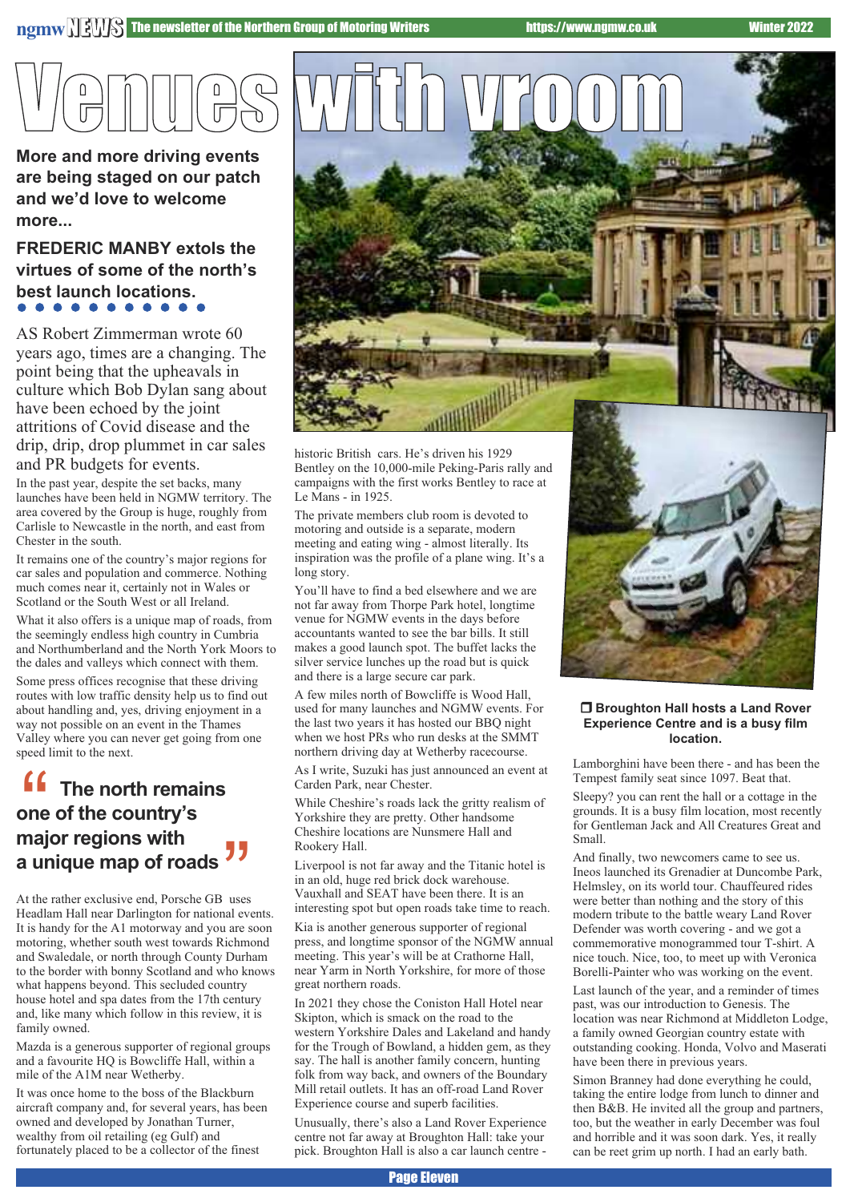# Venues with vroom

**More and more driving events are being staged on our patch and we'd love to welcome more...**

**FREDERIC MANBY extols the virtues of some of the north's best launch locations.**

AS Robert Zimmerman wrote 60 years ago, times are a changing. The point being that the upheavals in culture which Bob Dylan sang about have been echoed by the joint attritions of Covid disease and the drip, drip, drop plummet in car sales and PR budgets for events.

In the past year, despite the set backs, many launches have been held in NGMW territory. The area covered by the Group is huge, roughly from Carlisle to Newcastle in the north, and east from Chester in the south.

It remains one of the country's major regions for car sales and population and commerce. Nothing much comes near it, certainly not in Wales or Scotland or the South West or all Ireland.

What it also offers is a unique map of roads, from the seemingly endless high country in Cumbria and Northumberland and the North York Moors to the dales and valleys which connect with them.

Some press offices recognise that these driving routes with low traffic density help us to find out about handling and, yes, driving enjoyment in a way not possible on an event in the Thames Valley where you can never get going from one speed limit to the next.

> **"The north remains one of the country's major regions with a unique map of roads"**

At the rather exclusive end, Porsche GB uses Headlam Hall near Darlington for national events. It is handy for the A1 motorway and you are soon motoring, whether south west towards Richmond and Swaledale, or north through County Durham to the border with bonny Scotland and who knows what happens beyond. This secluded country house hotel and spa dates from the 17th century and, like many which follow in this review, it is family owned.

Mazda is a generous supporter of regional groups and a favourite HQ is Bowcliffe Hall, within a mile of the A1M near Wetherby.

It was once home to the boss of the Blackburn aircraft company and, for several years, has been owned and developed by Jonathan Turner, wealthy from oil retailing (eg Gulf) and fortunately placed to be a collector of the finest historic British cars. He's driven his 1929 Bentley on the 10,000-mile Peking-Paris rally and campaigns with the first works Bentley to race at Le Mans - in 1925.

The private members club room is devoted to motoring and outside is a separate, modern meeting and eating wing - almost literally. Its inspiration was the profile of a plane wing. It's a long story.

You'll have to find a bed elsewhere and we are not far away from Thorpe Park hotel, longtime venue for NGMW events in the days before accountants wanted to see the bar bills. It still makes a good launch spot. The buffet lacks the silver service lunches up the road but is quick and there is a large secure car park.

A few miles north of Bowcliffe is Wood Hall, used for many launches and NGMW events. For the last two years it has hosted our BBQ night when we host PRs who run desks at the SMMT northern driving day at Wetherby racecourse.

As I write, Suzuki has just announced an event at Carden Park, near Chester.

While Cheshire's roads lack the gritty realism of Yorkshire they are pretty. Other handsome Cheshire locations are Nunsmere Hall and Rookery Hall.

Liverpool is not far away and the Titanic hotel is in an old, huge red brick dock warehouse. Vauxhall and SEAT have been there. It is an interesting spot but open roads take time to reach.

Kia is another generous supporter of regional press, and longtime sponsor of the NGMW annual meeting. This year's will be at Crathorne Hall, near Yarm in North Yorkshire, for more of those great northern roads.

In 2021 they chose the Coniston Hall Hotel near Skipton, which is smack on the road to the western Yorkshire Dales and Lakeland and handy for the Trough of Bowland, a hidden gem, as they say. The hall is another family concern, hunting folk from way back, and owners of the Boundary Mill retail outlets. It has an off-road Land Rover Experience course and superb facilities.

Unusually, there's also a Land Rover Experience centre not far away at Broughton Hall: take your pick. Broughton Hall is also a car launch centre - Lamborghini have been there - and has been the Tempest family seat since 1097. Beat that.

❒ **Broughton Hall hosts a Land Rover Experience Centre and is a busy film location.**

Sleepy? you can rent the hall or a cottage in the grounds. It is a busy film location, most recently for Gentleman Jack and All Creatures Great and Small.

And finally, two newcomers came to see us. Ineos launched its Grenadier at Duncombe Park, Helmsley, on its world tour. Chauffeured rides were better than nothing and the story of this modern tribute to the battle weary Land Rover Defender was worth covering - and we got a commemorative monogrammed tour T-shirt. A nice touch. Nice, too, to meet up with Veronica Borelli-Painter who was working on the event.

Last launch of the year, and a reminder of times past, was our introduction to Genesis. The location was near Richmond at Middleton Lodge, a family owned Georgian country estate with outstanding cooking. Honda, Volvo and Maserati have been there in previous years.

Simon Branney had done everything he could, taking the entire lodge from lunch to dinner and then B&B. He invited all the group and partners, too, but the weather in early December was foul and horrible and it was soon dark. Yes, it really can be reet grim up north. I had an early bath.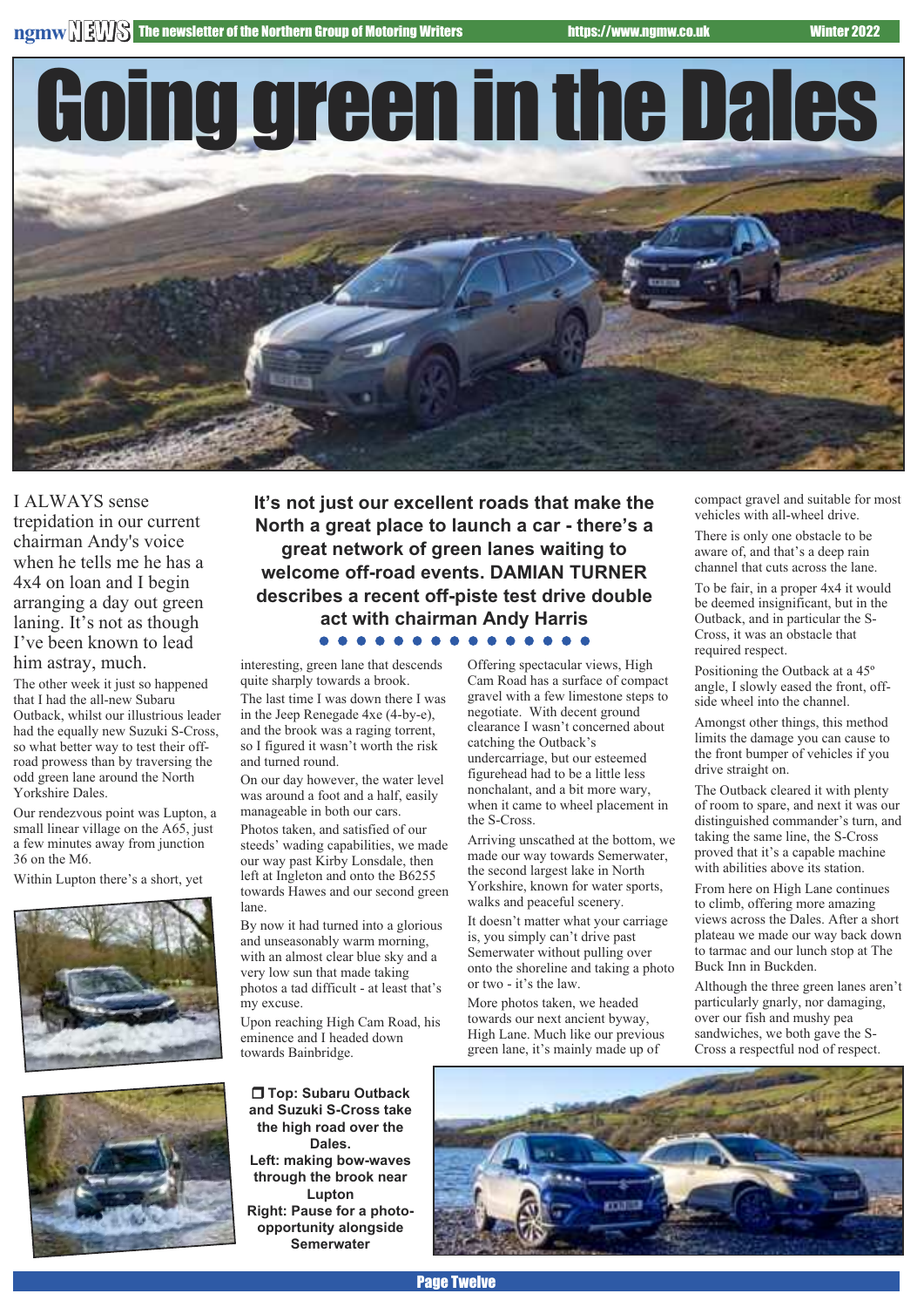# Going green in the Dales

**It's not just our excellent roads that make the North a great place to launch a car - there's a great network of green lanes waiting to welcome off-road events. DAMIAN TURNER describes a recent off-piste test drive double act with chairman Andy Harris**

I ALWAYS sense trepidation in our current chairman Andy's voice when he tells me he has a 4x4 on loan and I begin arranging a day out green laning. It's not as though I've been known to lead him astray, much.

The other week it just so happened that I had the all-new Subaru Outback, whilst our illustrious leader had the equally new Suzuki S-Cross, so what better way to test their off-road prowess than by traversing the odd green lane around the North Yorkshire Dales.

Our rendezvous point was Lupton, a small linear village on the A65, just a few minutes away from junction 36 on the M6.

Within Lupton there's a short, yet interesting, green lane that descends quite sharply towards a brook.

The last time I was down there I was in the Jeep Renegade 4xe (4-by-e), and the brook was a raging torrent, so I figured it wasn't worth the risk and turned round.

On our day however, the water level was around a foot and a half, easily manageable in both our cars.

Photos taken, and satisfied of our steeds' wading capabilities, we made our way past Kirby Lonsdale, then left at Ingleton and onto the B6255 towards Hawes and our second green lane.

By now it had turned into a glorious and unseasonably warm morning, with an almost clear blue sky and a very low sun that made taking photos a tad difficult - at least that's my excuse.

Upon reaching High Cam Road, his eminence and I headed down towards Bainbridge.

Offering spectacular views, High Cam Road has a surface of compact gravel with a few limestone steps to negotiate. With decent ground clearance I wasn't concerned about catching the Outback's undercarriage, but our esteemed figurehead had to be a little less nonchalant, and a bit more wary, when it came to wheel placement in the S-Cross.

Arriving unscathed at the bottom, we made our way towards Semerwater, the second largest lake in North Yorkshire, known for water sports, walks and peaceful scenery.

It doesn't matter what your carriage is, you simply can't drive past Semerwater without pulling over onto the shoreline and taking a photo or two - it's the law.

More photos taken, we headed towards our next ancient byway, High Lane. Much like our previous green lane, it's mainly made up of compact gravel and suitable for most vehicles with all-wheel drive.

There is only one obstacle to be aware of, and that's a deep rain channel that cuts across the lane.

To be fair, in a proper 4x4 it would be deemed insignificant, but in the Outback, and in particular the S-Cross, it was an obstacle that required respect.

Positioning the Outback at a 45º angle, I slowly eased the front, off-side wheel into the channel.

Amongst other things, this method limits the damage you can cause to the front bumper of vehicles if you drive straight on.

The Outback cleared it with plenty of room to spare, and next it was our distinguished commander's turn, and taking the same line, the S-Cross proved that it's a capable machine with abilities above its station.

From here on High Lane continues to climb, offering more amazing views across the Dales. After a short plateau we made our way back down to tarmac and our lunch stop at The Buck Inn in Buckden.

Although the three green lanes aren't particularly gnarly, nor damaging, over our fish and mushy pea sandwiches, we both gave the S-Cross a respectful nod of respect.

**❒ Top: Subaru Outback and Suzuki S-Cross take the high road over the Dales.**
**Left: making bow-waves through the brook near Lupton**
**Right: Pause for a photo-opportunity alongside Semerwater**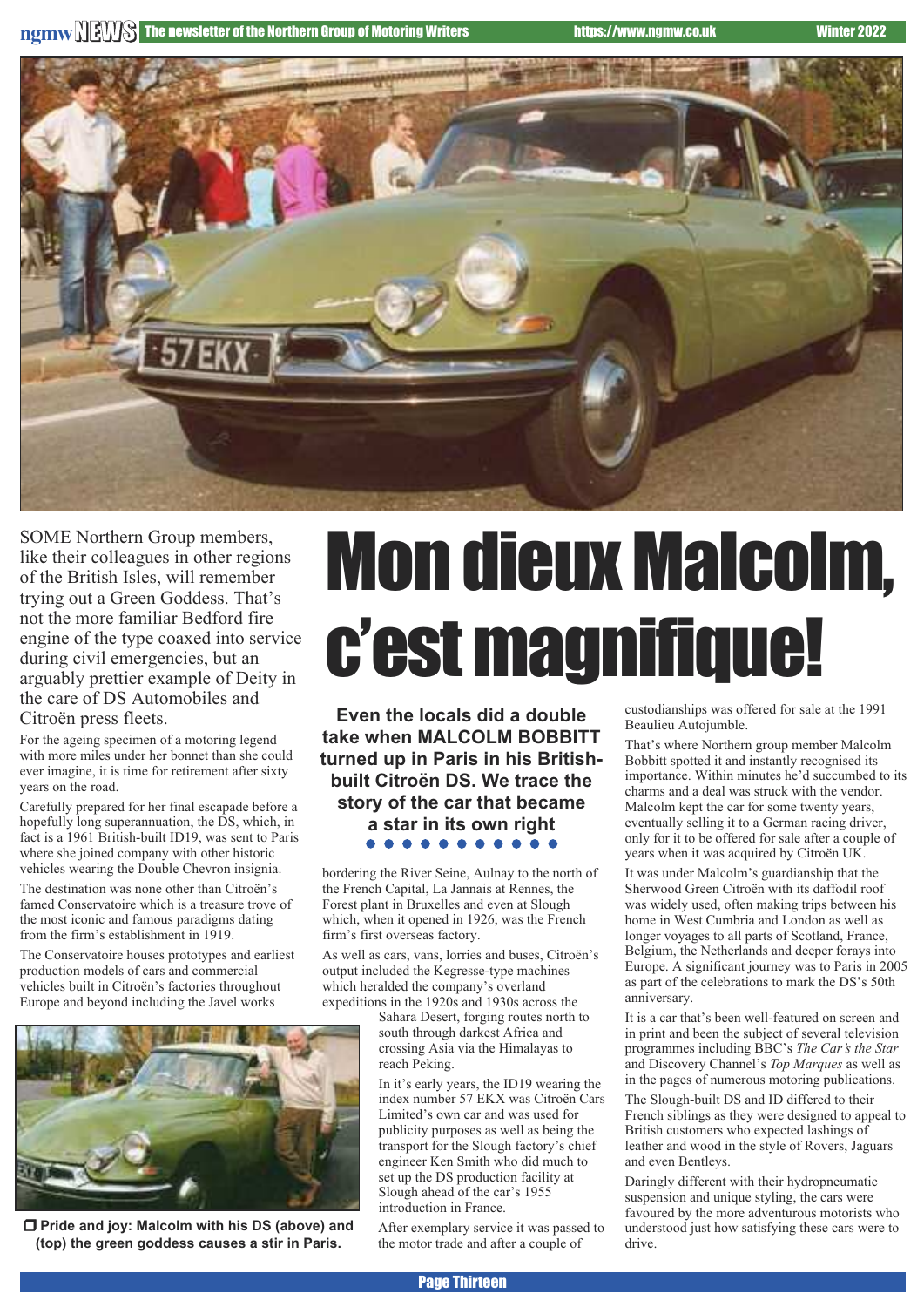# Mon dieux Malcolm, c'est magnifique!

**Even the locals did a double take when MALCOLM BOBBITT turned up in Paris in his British-built Citroën DS. We trace the story of the car that became a star in its own right**

SOME Northern Group members, like their colleagues in other regions of the British Isles, will remember trying out a Green Goddess. That's not the more familiar Bedford fire engine of the type coaxed into service during civil emergencies, but an arguably prettier example of Deity in the care of DS Automobiles and Citroën press fleets.

For the ageing specimen of a motoring legend with more miles under her bonnet than she could ever imagine, it is time for retirement after sixty years on the road.

Carefully prepared for her final escapade before a hopefully long superannuation, the DS, which, in fact is a 1961 British-built ID19, was sent to Paris where she joined company with other historic vehicles wearing the Double Chevron insignia.

The destination was none other than Citroën's famed Conservatoire which is a treasure trove of the most iconic and famous paradigms dating from the firm's establishment in 1919.

The Conservatoire houses prototypes and earliest production models of cars and commercial vehicles built in Citroën's factories throughout Europe and beyond including the Javel works bordering the River Seine, Aulnay to the north of the French Capital, La Jannais at Rennes, the Forest plant in Bruxelles and even at Slough which, when it opened in 1926, was the French firm's first overseas factory.

As well as cars, vans, lorries and buses, Citroën's output included the Kegresse-type machines which heralded the company's overland expeditions in the 1920s and 1930s across the Sahara Desert, forging routes north to south through darkest Africa and crossing Asia via the Himalayas to reach Peking.

In it's early years, the ID19 wearing the index number 57 EKX was Citroën Cars Limited's own car and was used for publicity purposes as well as being the transport for the Slough factory's chief engineer Ken Smith who did much to set up the DS production facility at Slough ahead of the car's 1955 introduction in France.

After exemplary service it was passed to the motor trade and after a couple of custodianships was offered for sale at the 1991 Beaulieu Autojumble.

That's where Northern group member Malcolm Bobbitt spotted it and instantly recognised its importance. Within minutes he'd succumbed to its charms and a deal was struck with the vendor. Malcolm kept the car for some twenty years, eventually selling it to a German racing driver, only for it to be offered for sale after a couple of years when it was acquired by Citroën UK.

It was under Malcolm's guardianship that the Sherwood Green Citroën with its daffodil roof was widely used, often making trips between his home in West Cumbria and London as well as longer voyages to all parts of Scotland, France, Belgium, the Netherlands and deeper forays into Europe. A significant journey was to Paris in 2005 as part of the celebrations to mark the DS's 50th anniversary.

It is a car that's been well-featured on screen and in print and been the subject of several television programmes including BBC's *The Car's the Star* and Discovery Channel's *Top Marques* as well as in the pages of numerous motoring publications.

The Slough-built DS and ID differed to their French siblings as they were designed to appeal to British customers who expected lashings of leather and wood in the style of Rovers, Jaguars and even Bentleys.

Daringly different with their hydropneumatic suspension and unique styling, the cars were favoured by the more adventurous motorists who understood just how satisfying these cars were to drive.

**Pride and joy: Malcolm with his DS (above) and (top) the green goddess causes a stir in Paris.**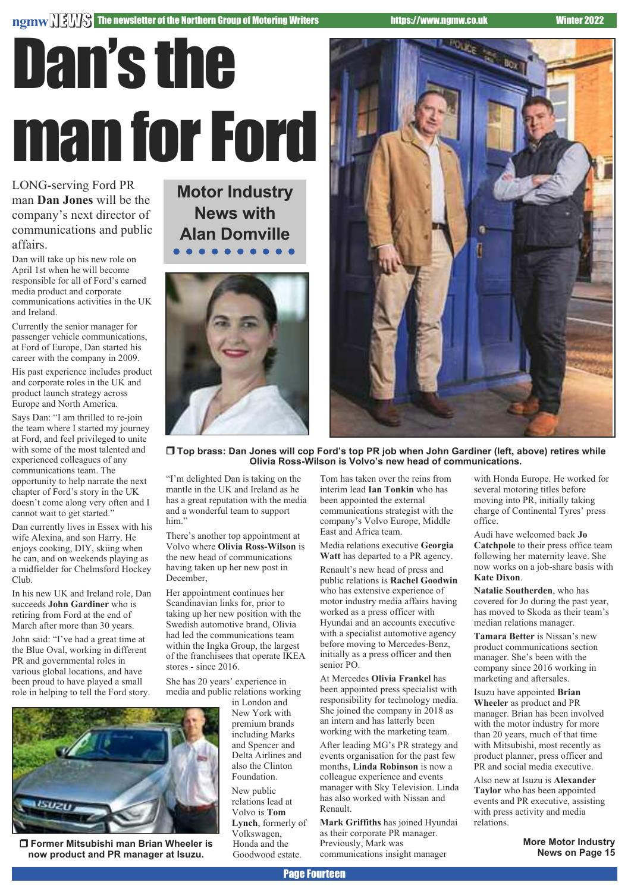# Dan's the man for Ford

## Motor Industry News with Alan Domville

LONG-serving Ford PR man **Dan Jones** will be the company's next director of communications and public affairs.

Dan will take up his new role on April 1st when he will become responsible for all of Ford's earned media product and corporate communications activities in the UK and Ireland.

Currently the senior manager for passenger vehicle communications, at Ford of Europe, Dan started his career with the company in 2009.

His past experience includes product and corporate roles in the UK and product launch strategy across Europe and North America.

Says Dan: "I am thrilled to re-join the team where I started my journey at Ford, and feel privileged to unite with some of the most talented and experienced colleagues of any communications team. The opportunity to help narrate the next chapter of Ford's story in the UK doesn't come along very often and I cannot wait to get started."

Dan currently lives in Essex with his wife Alexina, and son Harry. He enjoys cooking, DIY, skiing when he can, and on weekends playing as a midfielder for Chelmsford Hockey Club.

In his new UK and Ireland role, Dan succeeds **John Gardiner** who is retiring from Ford at the end of March after more than 30 years.

John said: "I've had a great time at the Blue Oval, working in different PR and governmental roles in various global locations, and have been proud to have played a small role in helping to tell the Ford story.

"I'm delighted Dan is taking on the mantle in the UK and Ireland as he has a great reputation with the media and a wonderful team to support him."

❐ **Top brass: Dan Jones will cop Ford's top PR job when John Gardiner (left, above) retires while Olivia Ross-Wilson is Volvo's new head of communications.**

There's another top appointment at Volvo where **Olivia Ross-Wilson** is the new head of communications having taken up her new post in December,

Her appointment continues her Scandinavian links for, prior to taking up her new position with the Swedish automotive brand, Olivia had led the communications team within the Ingka Group, the largest of the franchisees that operate IKEA stores - since 2016.

She has 20 years' experience in media and public relations working in London and New York with premium brands including Marks and Spencer and Delta Airlines and also the Clinton Foundation.

New public relations lead at Volvo is **Tom Lynch**, formerly of Volkswagen, Honda and the Goodwood estate.

Tom has taken over the reins from interim lead **Ian Tonkin** who has been appointed the external communications strategist with the company's Volvo Europe, Middle East and Africa team.

Media relations executive **Georgia Watt** has departed to a PR agency.

Renault's new head of press and public relations is **Rachel Goodwin** who has extensive experience of motor industry media affairs having worked as a press officer with Hyundai and an accounts executive with a specialist automotive agency before moving to Mercedes-Benz, initially as a press officer and then senior PO.

At Mercedes **Olivia Frankel** has been appointed press specialist with responsibility for technology media. She joined the company in 2018 as an intern and has latterly been working with the marketing team.

After leading MG's PR strategy and events organisation for the past few months, **Linda Robinson** is now a colleague experience and events manager with Sky Television. Linda has also worked with Nissan and Renault.

**Mark Griffiths** has joined Hyundai as their corporate PR manager. Previously, Mark was communications insight manager with Honda Europe. He worked for several motoring titles before moving into PR, initially taking charge of Continental Tyres' press office.

Audi have welcomed back **Jo Catchpole** to their press office team following her maternity leave. She now works on a job-share basis with **Kate Dixon**.

**Natalie Southerden**, who has covered for Jo during the past year, has moved to Skoda as their team's median relations manager.

**Tamara Better** is Nissan's new product communications section manager. She's been with the company since 2016 working in marketing and aftersales.

Isuzu have appointed **Brian Wheeler** as product and PR manager. Brian has been involved with the motor industry for more than 20 years, much of that time with Mitsubishi, most recently as product planner, press officer and PR and social media executive.

Also new at Isuzu is **Alexander Taylor** who has been appointed events and PR executive, assisting with press activity and media relations.

❐ **Former Mitsubishi man Brian Wheeler is now product and PR manager at Isuzu.**

**More Motor Industry News on Page 15**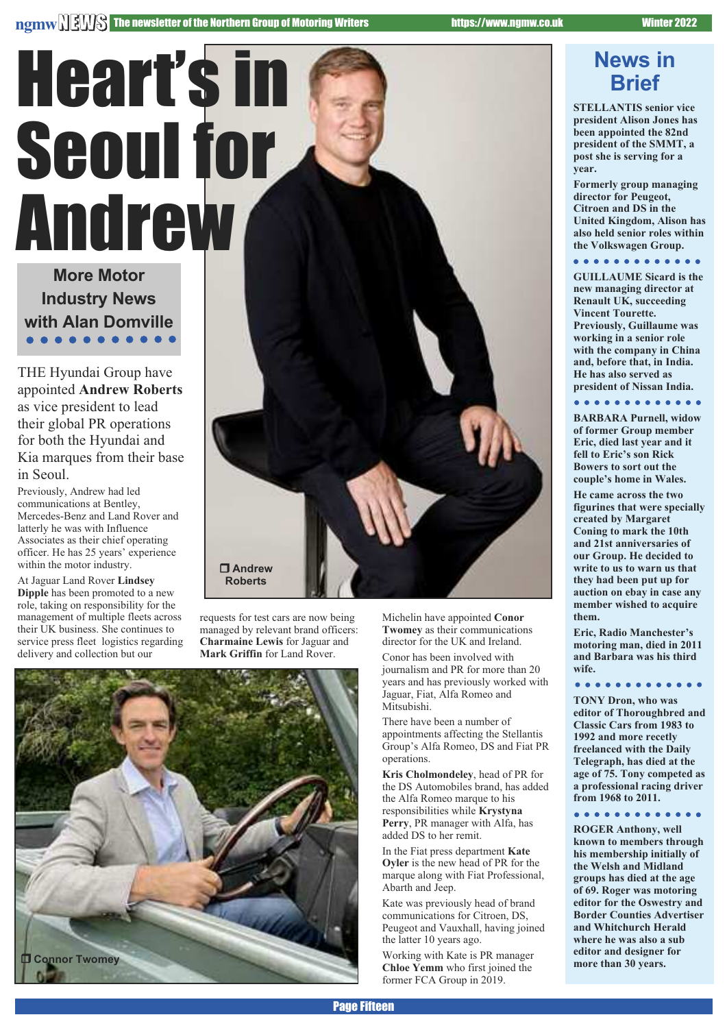# Heart's in Seoul for Andrew

**More Motor Industry News with Alan Domville**

THE Hyundai Group have appointed **Andrew Roberts** as vice president to lead their global PR operations for both the Hyundai and Kia marques from their base in Seoul.

Previously, Andrew had led communications at Bentley, Mercedes-Benz and Land Rover and latterly he was with Influence Associates as their chief operating officer. He has 25 years' experience within the motor industry.

Andrew Roberts

At Jaguar Land Rover **Lindsey Dipple** has been promoted to a new role, taking on responsibility for the management of multiple fleets across their UK business. She continues to service press fleet logistics regarding delivery and collection but our requests for test cars are now being managed by relevant brand officers: **Charmaine Lewis** for Jaguar and **Mark Griffin** for Land Rover.

Connor Twomey

Michelin have appointed **Conor Twomey** as their communications director for the UK and Ireland.

Conor has been involved with journalism and PR for more than 20 years and has previously worked with Jaguar, Fiat, Alfa Romeo and Mitsubishi.

There have been a number of appointments affecting the Stellantis Group's Alfa Romeo, DS and Fiat PR operations.

**Kris Cholmondeley**, head of PR for the DS Automobiles brand, has added the Alfa Romeo marque to his responsibilities while **Krystyna Perry**, PR manager with Alfa, has added DS to her remit.

In the Fiat press department **Kate Oyler** is the new head of PR for the marque along with Fiat Professional, Abarth and Jeep.

Kate was previously head of brand communications for Citroen, DS, Peugeot and Vauxhall, having joined the latter 10 years ago.

Working with Kate is PR manager **Chloe Yemm** who first joined the former FCA Group in 2019.

## News in Brief

**STELLANTIS senior vice president Alison Jones has been appointed the 82nd president of the SMMT, a post she is serving for a year.**

**Formerly group managing director for Peugeot, Citroen and DS in the United Kingdom, Alison has also held senior roles within the Volkswagen Group.**

**GUILLAUME Sicard is the new managing director at Renault UK, succeeding Vincent Tourette. Previously, Guillaume was working in a senior role with the company in China and, before that, in India. He has also served as president of Nissan India.**

**BARBARA Purnell, widow of former Group member Eric, died last year and it fell to Eric's son Rick Bowers to sort out the couple's home in Wales.**

**He came across the two figurines that were specially created by Margaret Coning to mark the 10th and 21st anniversaries of our Group. He decided to write to us to warn us that they had been put up for auction on ebay in case any member wished to acquire them.**

**Eric, Radio Manchester's motoring man, died in 2011 and Barbara was his third wife.**

**TONY Dron, who was editor of Thoroughbred and Classic Cars from 1983 to 1992 and more recently freelanced with the Daily Telegraph, has died at the age of 75. Tony competed as a professional racing driver from 1968 to 2011.**

**ROGER Anthony, well known to members through his membership initially of the Welsh and Midland groups has died at the age of 69. Roger was motoring editor for the Oswestry and Border Counties Advertiser and Whitchurch Herald where he was also a sub editor and designer for more than 30 years.**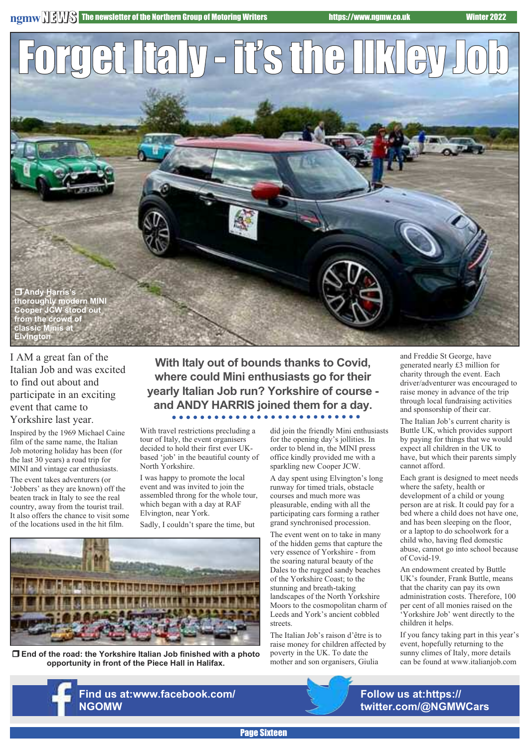# Forget Italy - it's the Ilkley Job

❒ Andy Harris's thoroughly modern MINI Cooper JCW stood out from the crowd of classic Minis at Elvington

**With Italy out of bounds thanks to Covid, where could Mini enthusiasts go for their yearly Italian Job run? Yorkshire of course - and ANDY HARRIS joined them for a day.**

I AM a great fan of the Italian Job and was excited to find out about and participate in an exciting event that came to Yorkshire last year.

Inspired by the 1969 Michael Caine film of the same name, the Italian Job motoring holiday has been (for the last 30 years) a road trip for MINI and vintage car enthusiasts.

The event takes adventurers (or 'Jobbers' as they are known) off the beaten track in Italy to see the real country, away from the tourist trail. It also offers the chance to visit some of the locations used in the hit film.

With travel restrictions precluding a tour of Italy, the event organisers decided to hold their first ever UK-based 'job' in the beautiful county of North Yorkshire.

I was happy to promote the local event and was invited to join the assembled throng for the whole tour, which began with a day at RAF Elvington, near York.

Sadly, I couldn't spare the time, but did join the friendly Mini enthusiasts for the opening day's jollities. In order to blend in, the MINI press office kindly provided me with a sparkling new Cooper JCW.

A day spent using Elvington's long runway for timed trials, obstacle courses and much more was pleasurable, ending with all the participating cars forming a rather grand synchronised procession.

The event went on to take in many of the hidden gems that capture the very essence of Yorkshire - from the soaring natural beauty of the Dales to the rugged sandy beaches of the Yorkshire Coast; to the stunning and breath-taking landscapes of the North Yorkshire Moors to the cosmopolitan charm of Leeds and York's ancient cobbled streets.

The Italian Job's raison d'être is to raise money for children affected by poverty in the UK. To date the mother and son organisers, Giulia and Freddie St George, have generated nearly £3 million for charity through the event. Each driver/adventurer was encouraged to raise money in advance of the trip through local fundraising activities and sponsorship of their car.

The Italian Job's current charity is Buttle UK, which provides support by paying for things that we would expect all children in the UK to have, but which their parents simply cannot afford.

Each grant is designed to meet needs where the safety, health or development of a child or young person are at risk. It could pay for a bed where a child does not have one, and has been sleeping on the floor, or a laptop to do schoolwork for a child who, having fled domestic abuse, cannot go into school because of Covid-19.

An endowment created by Buttle UK's founder, Frank Buttle, means that the charity can pay its own administration costs. Therefore, 100 per cent of all monies raised on the 'Yorkshire Job' went directly to the children it helps.

If you fancy taking part in this year's event, hopefully returning to the sunny climes of Italy, more details can be found at www.italianjob.com

❒ **End of the road: the Yorkshire Italian Job finished with a photo opportunity in front of the Piece Hall in Halifax.**

**Find us at:www.facebook.com/NGOMW**

**Follow us at:https://twitter.com/@NGMWCars**